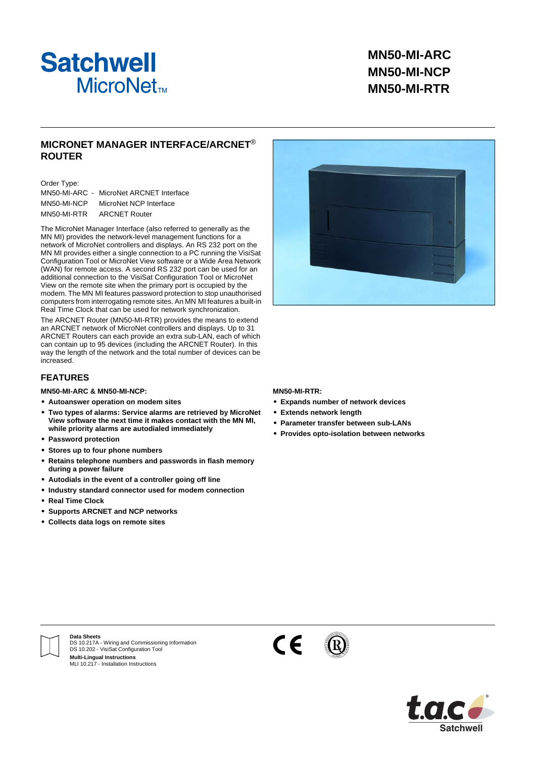Satchwell MicroNet™

# MN50-MI-ARC
# MN50-MI-NCP
# MN50-MI-RTR

## MICRONET MANAGER INTERFACE/ARCNET® ROUTER

Order Type:

| | |
|---|---|
| MN50-MI-ARC - | MicroNet ARCNET Interface |
| MN50-MI-NCP | MicroNet NCP Interface |
| MN50-MI-RTR | ARCNET Router |

The MicroNet Manager Interface (also referred to generally as the MN MI) provides the network-level management functions for a network of MicroNet controllers and displays. An RS 232 port on the MN MI provides either a single connection to a PC running the VisiSat Configuration Tool or MicroNet View software or a Wide Area Network (WAN) for remote access. A second RS 232 port can be used for an additional connection to the VisiSat Configuration Tool or MicroNet View on the remote site when the primary port is occupied by the modem. The MN MI features password protection to stop unauthorised computers from interrogating remote sites. An MN MI features a built-in Real Time Clock that can be used for network synchronization.

The ARCNET Router (MN50-MI-RTR) provides the means to extend an ARCNET network of MicroNet controllers and displays. Up to 31 ARCNET Routers can each provide an extra sub-LAN, each of which can contain up to 95 devices (including the ARCNET Router). In this way the length of the network and the total number of devices can be increased.

## FEATURES

**MN50-MI-ARC & MN50-MI-NCP:**

- **Autoanswer operation on modem sites**
- **Two types of alarms: Service alarms are retrieved by MicroNet View software the next time it makes contact with the MN MI, while priority alarms are autodialed immediately**
- **Password protection**
- **Stores up to four phone numbers**
- **Retains telephone numbers and passwords in flash memory during a power failure**
- **Autodials in the event of a controller going off line**
- **Industry standard connector used for modem connection**
- **Real Time Clock**
- **Supports ARCNET and NCP networks**
- **Collects data logs on remote sites**

**MN50-MI-RTR:**

- **Expands number of network devices**
- **Extends network length**
- **Parameter transfer between sub-LANs**
- **Provides opto-isolation between networks**

**Data Sheets**
DS 10.217A - Wiring and Commissioning Information
DS 10.202 - VisiSat Configuration Tool

**Multi-Lingual Instructions**
MLI 10.217 - Installation Instructions

t.a.c® Satchwell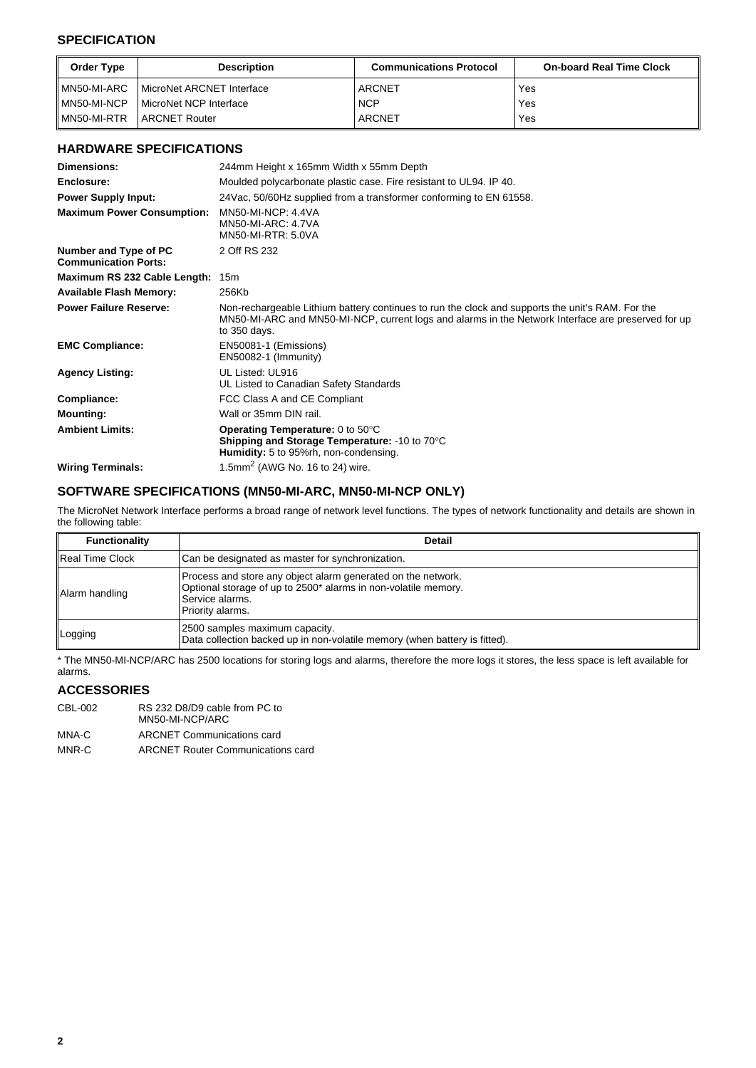## SPECIFICATION

| Order Type | Description | Communications Protocol | On-board Real Time Clock |
|---|---|---|---|
| MN50-MI-ARC | MicroNet ARCNET Interface | ARCNET | Yes |
| MN50-MI-NCP | MicroNet NCP Interface | NCP | Yes |
| MN50-MI-RTR | ARCNET Router | ARCNET | Yes |

### HARDWARE SPECIFICATIONS

| | |
|---|---|
| **Dimensions:** | 244mm Height x 165mm Width x 55mm Depth |
| **Enclosure:** | Moulded polycarbonate plastic case. Fire resistant to UL94. IP 40. |
| **Power Supply Input:** | 24Vac, 50/60Hz supplied from a transformer conforming to EN 61558. |
| **Maximum Power Consumption:** | MN50-MI-NCP: 4.4VA<br>MN50-MI-ARC: 4.7VA<br>MN50-MI-RTR: 5.0VA |
| **Number and Type of PC Communication Ports:** | 2 Off RS 232 |
| **Maximum RS 232 Cable Length:** | 15m |
| **Available Flash Memory:** | 256Kb |
| **Power Failure Reserve:** | Non-rechargeable Lithium battery continues to run the clock and supports the unit's RAM. For the MN50-MI-ARC and MN50-MI-NCP, current logs and alarms in the Network Interface are preserved for up to 350 days. |
| **EMC Compliance:** | EN50081-1 (Emissions)<br>EN50082-1 (Immunity) |
| **Agency Listing:** | UL Listed: UL916<br>UL Listed to Canadian Safety Standards |
| **Compliance:** | FCC Class A and CE Compliant |
| **Mounting:** | Wall or 35mm DIN rail. |
| **Ambient Limits:** | **Operating Temperature:** 0 to 50°C<br>**Shipping and Storage Temperature:** -10 to 70°C<br>**Humidity:** 5 to 95%rh, non-condensing. |
| **Wiring Terminals:** | 1.5mm$^2$ (AWG No. 16 to 24) wire. |

### SOFTWARE SPECIFICATIONS (MN50-MI-ARC, MN50-MI-NCP ONLY)

The MicroNet Network Interface performs a broad range of network level functions. The types of network functionality and details are shown in the following table:

| Functionality | Detail |
|---|---|
| Real Time Clock | Can be designated as master for synchronization. |
| Alarm handling | Process and store any object alarm generated on the network.<br>Optional storage of up to 2500* alarms in non-volatile memory.<br>Service alarms.<br>Priority alarms. |
| Logging | 2500 samples maximum capacity.<br>Data collection backed up in non-volatile memory (when battery is fitted). |

* The MN50-MI-NCP/ARC has 2500 locations for storing logs and alarms, therefore the more logs it stores, the less space is left available for alarms.

### ACCESSORIES

| | |
|---|---|
| CBL-002 | RS 232 D8/D9 cable from PC to MN50-MI-NCP/ARC |
| MNA-C | ARCNET Communications card |
| MNR-C | ARCNET Router Communications card |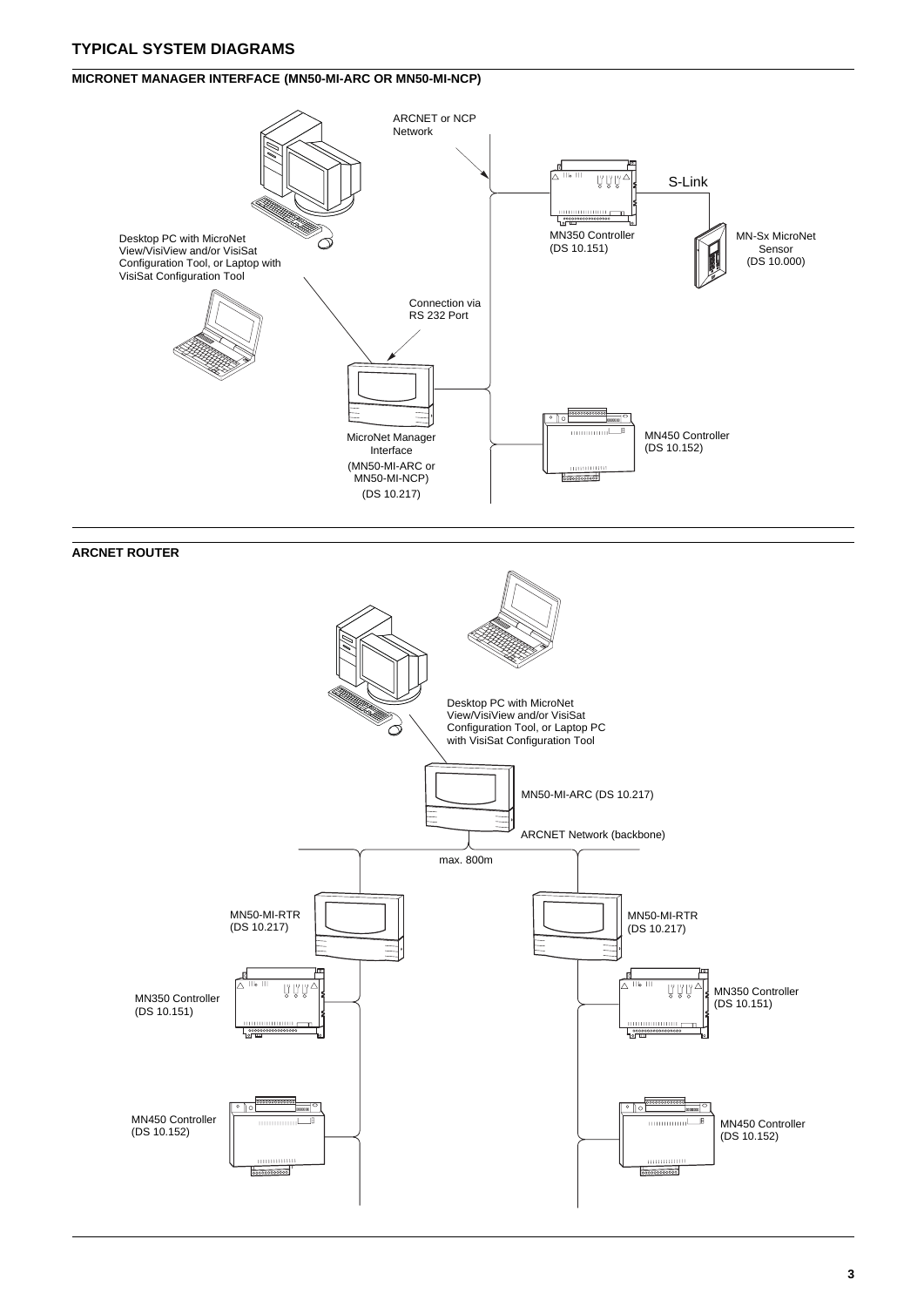## TYPICAL SYSTEM DIAGRAMS

### MICRONET MANAGER INTERFACE (MN50-MI-ARC OR MN50-MI-NCP)

ARCNET or NCP Network

S-Link

MN350 Controller (DS 10.151)

MN-Sx MicroNet Sensor (DS 10.000)

Desktop PC with MicroNet View/VisiView and/or VisiSat Configuration Tool, or Laptop with VisiSat Configuration Tool

Connection via RS 232 Port

MicroNet Manager Interface (MN50-MI-ARC or MN50-MI-NCP) (DS 10.217)

MN450 Controller (DS 10.152)

### ARCNET ROUTER

Desktop PC with MicroNet View/VisiView and/or VisiSat Configuration Tool, or Laptop PC with VisiSat Configuration Tool

MN50-MI-ARC (DS 10.217)

ARCNET Network (backbone)

max. 800m

MN50-MI-RTR (DS 10.217)

MN350 Controller (DS 10.151)

MN450 Controller (DS 10.152)

MN50-MI-RTR (DS 10.217)

MN350 Controller (DS 10.151)

MN450 Controller (DS 10.152)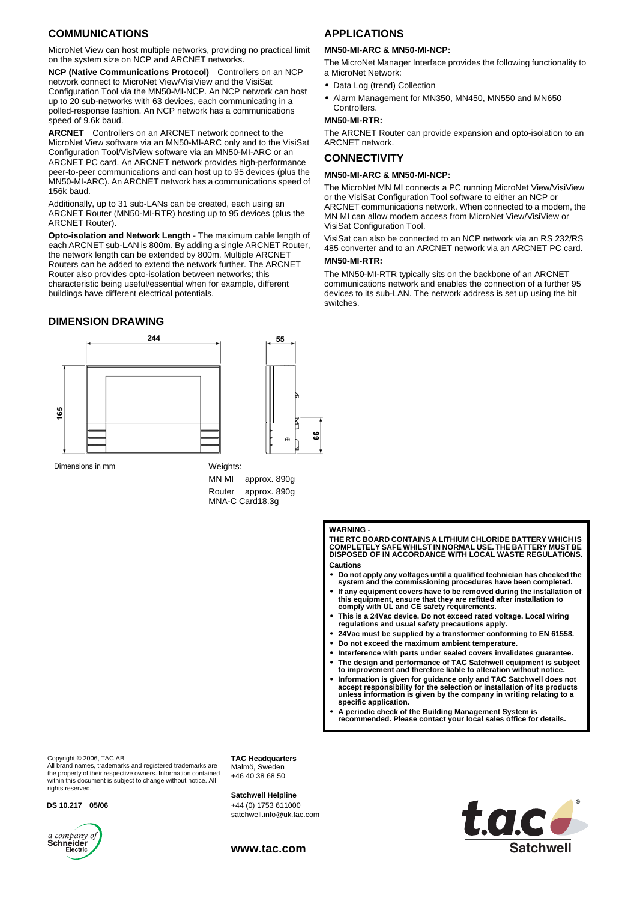## COMMUNICATIONS

MicroNet View can host multiple networks, providing no practical limit on the system size on NCP and ARCNET networks.

**NCP (Native Communications Protocol)** Controllers on an NCP network connect to MicroNet View/VisiView and the VisiSat Configuration Tool via the MN50-MI-NCP. An NCP network can host up to 20 sub-networks with 63 devices, each communicating in a polled-response fashion. An NCP network has a communications speed of 9.6k baud.

**ARCNET** Controllers on an ARCNET network connect to the MicroNet View software via an MN50-MI-ARC only and to the VisiSat Configuration Tool/VisiView software via an MN50-MI-ARC or an ARCNET PC card. An ARCNET network provides high-performance peer-to-peer communications and can host up to 95 devices (plus the MN50-MI-ARC). An ARCNET network has a communications speed of 156k baud.

Additionally, up to 31 sub-LANs can be created, each using an ARCNET Router (MN50-MI-RTR) hosting up to 95 devices (plus the ARCNET Router).

**Opto-isolation and Network Length** - The maximum cable length of each ARCNET sub-LAN is 800m. By adding a single ARCNET Router, the network length can be extended by 800m. Multiple ARCNET Routers can be added to extend the network further. The ARCNET Router also provides opto-isolation between networks; this characteristic being useful/essential when for example, different buildings have different electrical potentials.

## DIMENSION DRAWING

244

165

55

66

Dimensions in mm

Weights:

MN MI approx. 890g
Router approx. 890g
MNA-C Card18.3g

## APPLICATIONS

**MN50-MI-ARC & MN50-MI-NCP:**

The MicroNet Manager Interface provides the following functionality to a MicroNet Network:

- Data Log (trend) Collection
- Alarm Management for MN350, MN450, MN550 and MN650 Controllers.

**MN50-MI-RTR:**

The ARCNET Router can provide expansion and opto-isolation to an ARCNET network.

## CONNECTIVITY

**MN50-MI-ARC & MN50-MI-NCP:**

The MicroNet MN MI connects a PC running MicroNet View/VisiView or the VisiSat Configuration Tool software to either an NCP or ARCNET communications network. When connected to a modem, the MN MI can allow modem access from MicroNet View/VisiView or VisiSat Configuration Tool.

VisiSat can also be connected to an NCP network via an RS 232/RS 485 converter and to an ARCNET network via an ARCNET PC card.

**MN50-MI-RTR:**

The MN50-MI-RTR typically sits on the backbone of an ARCNET communications network and enables the connection of a further 95 devices to its sub-LAN. The network address is set up using the bit switches.

**WARNING -**

**THE RTC BOARD CONTAINS A LITHIUM CHLORIDE BATTERY WHICH IS COMPLETELY SAFE WHILST IN NORMAL USE. THE BATTERY MUST BE DISPOSED OF IN ACCORDANCE WITH LOCAL WASTE REGULATIONS.**

**Cautions**

- **Do not apply any voltages until a qualified technician has checked the system and the commissioning procedures have been completed.**
- **If any equipment covers have to be removed during the installation of this equipment, ensure that they are refitted after installation to comply with UL and CE safety requirements.**
- **This is a 24Vac device. Do not exceed rated voltage. Local wiring regulations and usual safety precautions apply.**
- **24Vac must be supplied by a transformer conforming to EN 61558.**
- **Do not exceed the maximum ambient temperature.**
- **Interference with parts under sealed covers invalidates guarantee.**
- **The design and performance of TAC Satchwell equipment is subject to improvement and therefore liable to alteration without notice.**
- **Information is given for guidance only and TAC Satchwell does not accept responsibility for the selection or installation of its products unless information is given by the company in writing relating to a specific application.**
- **A periodic check of the Building Management System is recommended. Please contact your local sales office for details.**

Copyright © 2006, TAC AB
All brand names, trademarks and registered trademarks are the property of their respective owners. Information contained within this document is subject to change without notice. All rights reserved.

**DS 10.217 05/06**

a company of Schneider Electric

**TAC Headquarters**
Malmö, Sweden
+46 40 38 68 50

**Satchwell Helpline**
+44 (0) 1753 611000
satchwell.info@uk.tac.com

**www.tac.com**

t.a.c Satchwell